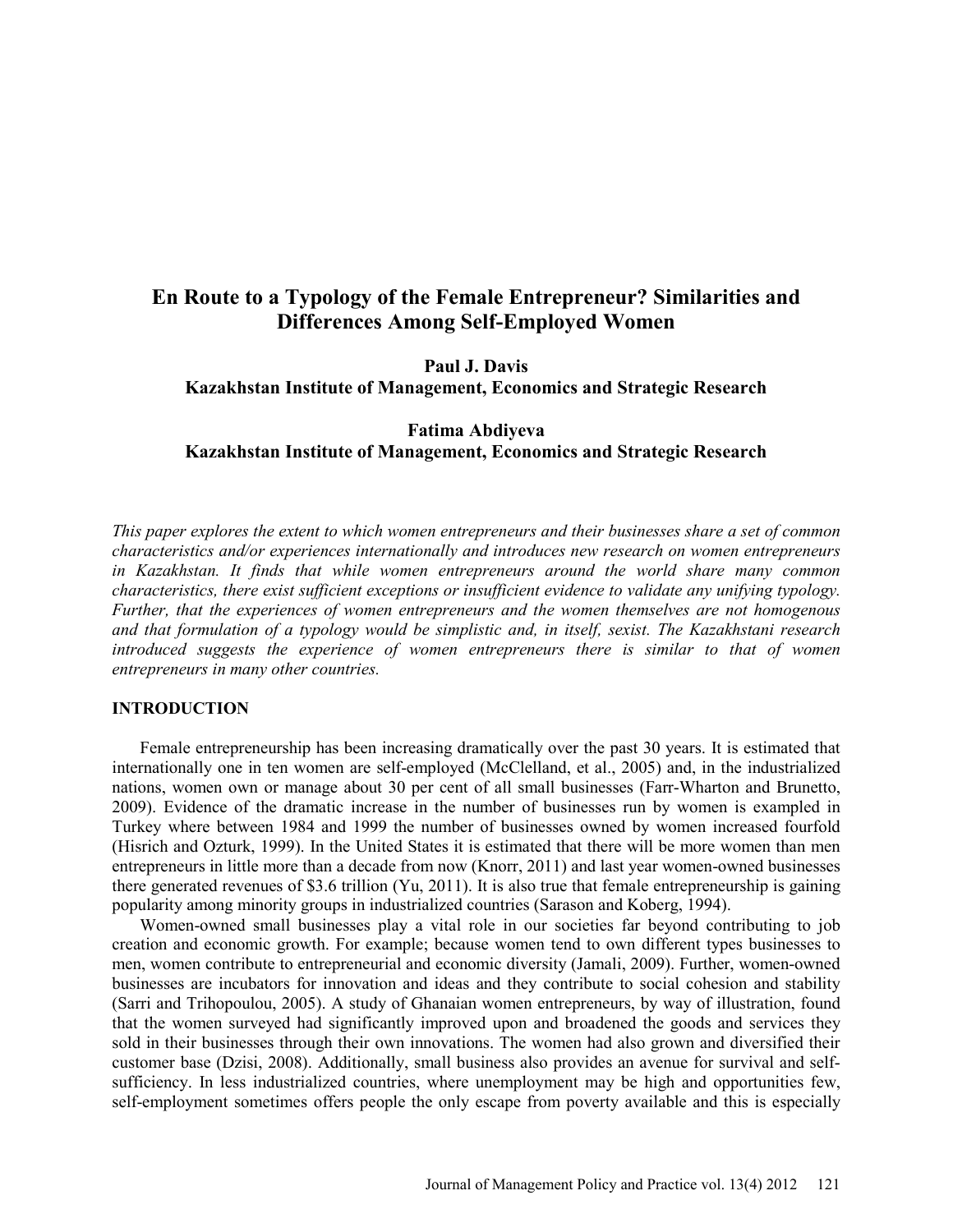# En Route to a Typology of the Female Entrepreneur? Similarities and Differences Among Self-Employed Women

**Paul J. Davis**
**Kazakhstan Institute of Management, Economics and Strategic Research**

**Fatima Abdiyeva**
**Kazakhstan Institute of Management, Economics and Strategic Research**

*This paper explores the extent to which women entrepreneurs and their businesses share a set of common characteristics and/or experiences internationally and introduces new research on women entrepreneurs in Kazakhstan. It finds that while women entrepreneurs around the world share many common characteristics, there exist sufficient exceptions or insufficient evidence to validate any unifying typology. Further, that the experiences of women entrepreneurs and the women themselves are not homogenous and that formulation of a typology would be simplistic and, in itself, sexist. The Kazakhstani research introduced suggests the experience of women entrepreneurs there is similar to that of women entrepreneurs in many other countries.*

## INTRODUCTION

Female entrepreneurship has been increasing dramatically over the past 30 years. It is estimated that internationally one in ten women are self-employed (McClelland, et al., 2005) and, in the industrialized nations, women own or manage about 30 per cent of all small businesses (Farr-Wharton and Brunetto, 2009). Evidence of the dramatic increase in the number of businesses run by women is exampled in Turkey where between 1984 and 1999 the number of businesses owned by women increased fourfold (Hisrich and Ozturk, 1999). In the United States it is estimated that there will be more women than men entrepreneurs in little more than a decade from now (Knorr, 2011) and last year women-owned businesses there generated revenues of $3.6 trillion (Yu, 2011). It is also true that female entrepreneurship is gaining popularity among minority groups in industrialized countries (Sarason and Koberg, 1994).

Women-owned small businesses play a vital role in our societies far beyond contributing to job creation and economic growth. For example; because women tend to own different types businesses to men, women contribute to entrepreneurial and economic diversity (Jamali, 2009). Further, women-owned businesses are incubators for innovation and ideas and they contribute to social cohesion and stability (Sarri and Trihopoulou, 2005). A study of Ghanaian women entrepreneurs, by way of illustration, found that the women surveyed had significantly improved upon and broadened the goods and services they sold in their businesses through their own innovations. The women had also grown and diversified their customer base (Dzisi, 2008). Additionally, small business also provides an avenue for survival and self-sufficiency. In less industrialized countries, where unemployment may be high and opportunities few, self-employment sometimes offers people the only escape from poverty available and this is especially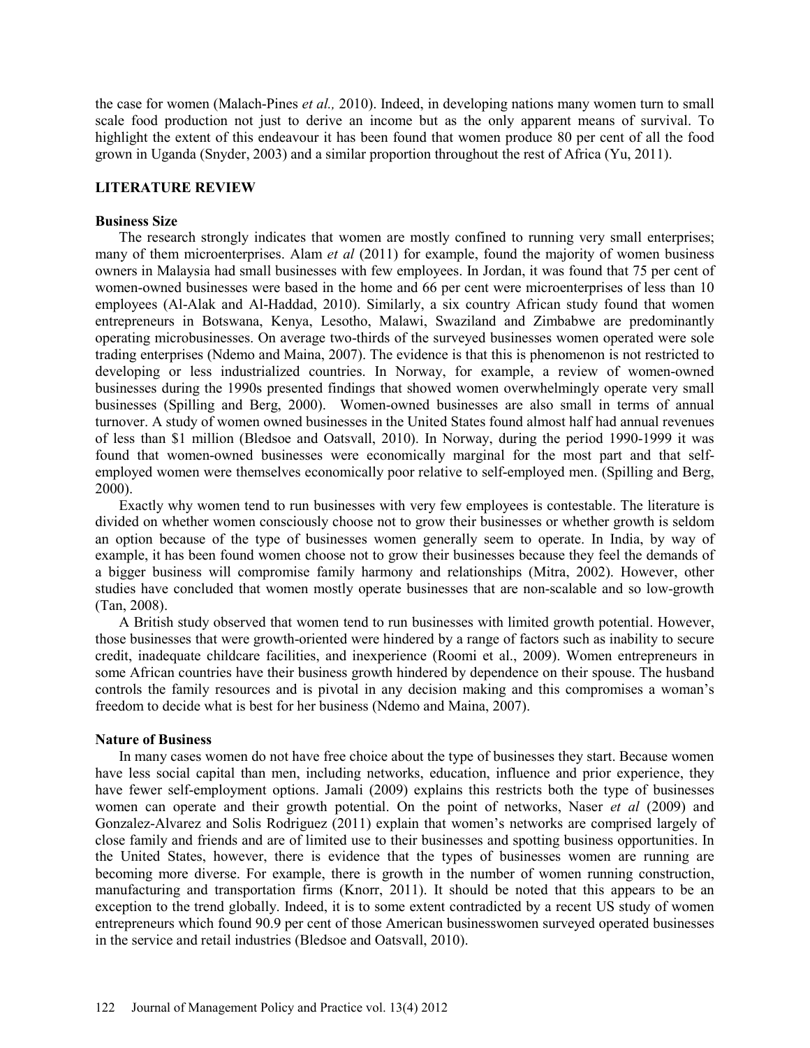the case for women (Malach-Pines *et al.,* 2010). Indeed, in developing nations many women turn to small scale food production not just to derive an income but as the only apparent means of survival. To highlight the extent of this endeavour it has been found that women produce 80 per cent of all the food grown in Uganda (Snyder, 2003) and a similar proportion throughout the rest of Africa (Yu, 2011).

## LITERATURE REVIEW

### Business Size

The research strongly indicates that women are mostly confined to running very small enterprises; many of them microenterprises. Alam *et al* (2011) for example, found the majority of women business owners in Malaysia had small businesses with few employees. In Jordan, it was found that 75 per cent of women-owned businesses were based in the home and 66 per cent were microenterprises of less than 10 employees (Al-Alak and Al-Haddad, 2010). Similarly, a six country African study found that women entrepreneurs in Botswana, Kenya, Lesotho, Malawi, Swaziland and Zimbabwe are predominantly operating microbusinesses. On average two-thirds of the surveyed businesses women operated were sole trading enterprises (Ndemo and Maina, 2007). The evidence is that this is phenomenon is not restricted to developing or less industrialized countries. In Norway, for example, a review of women-owned businesses during the 1990s presented findings that showed women overwhelmingly operate very small businesses (Spilling and Berg, 2000). Women-owned businesses are also small in terms of annual turnover. A study of women owned businesses in the United States found almost half had annual revenues of less than $1 million (Bledsoe and Oatsvall, 2010). In Norway, during the period 1990-1999 it was found that women-owned businesses were economically marginal for the most part and that self-employed women were themselves economically poor relative to self-employed men. (Spilling and Berg, 2000).

Exactly why women tend to run businesses with very few employees is contestable. The literature is divided on whether women consciously choose not to grow their businesses or whether growth is seldom an option because of the type of businesses women generally seem to operate. In India, by way of example, it has been found women choose not to grow their businesses because they feel the demands of a bigger business will compromise family harmony and relationships (Mitra, 2002). However, other studies have concluded that women mostly operate businesses that are non-scalable and so low-growth (Tan, 2008).

A British study observed that women tend to run businesses with limited growth potential. However, those businesses that were growth-oriented were hindered by a range of factors such as inability to secure credit, inadequate childcare facilities, and inexperience (Roomi et al., 2009). Women entrepreneurs in some African countries have their business growth hindered by dependence on their spouse. The husband controls the family resources and is pivotal in any decision making and this compromises a woman's freedom to decide what is best for her business (Ndemo and Maina, 2007).

### Nature of Business

In many cases women do not have free choice about the type of businesses they start. Because women have less social capital than men, including networks, education, influence and prior experience, they have fewer self-employment options. Jamali (2009) explains this restricts both the type of businesses women can operate and their growth potential. On the point of networks, Naser *et al* (2009) and Gonzalez-Alvarez and Solis Rodriguez (2011) explain that women's networks are comprised largely of close family and friends and are of limited use to their businesses and spotting business opportunities. In the United States, however, there is evidence that the types of businesses women are running are becoming more diverse. For example, there is growth in the number of women running construction, manufacturing and transportation firms (Knorr, 2011). It should be noted that this appears to be an exception to the trend globally. Indeed, it is to some extent contradicted by a recent US study of women entrepreneurs which found 90.9 per cent of those American businesswomen surveyed operated businesses in the service and retail industries (Bledsoe and Oatsvall, 2010).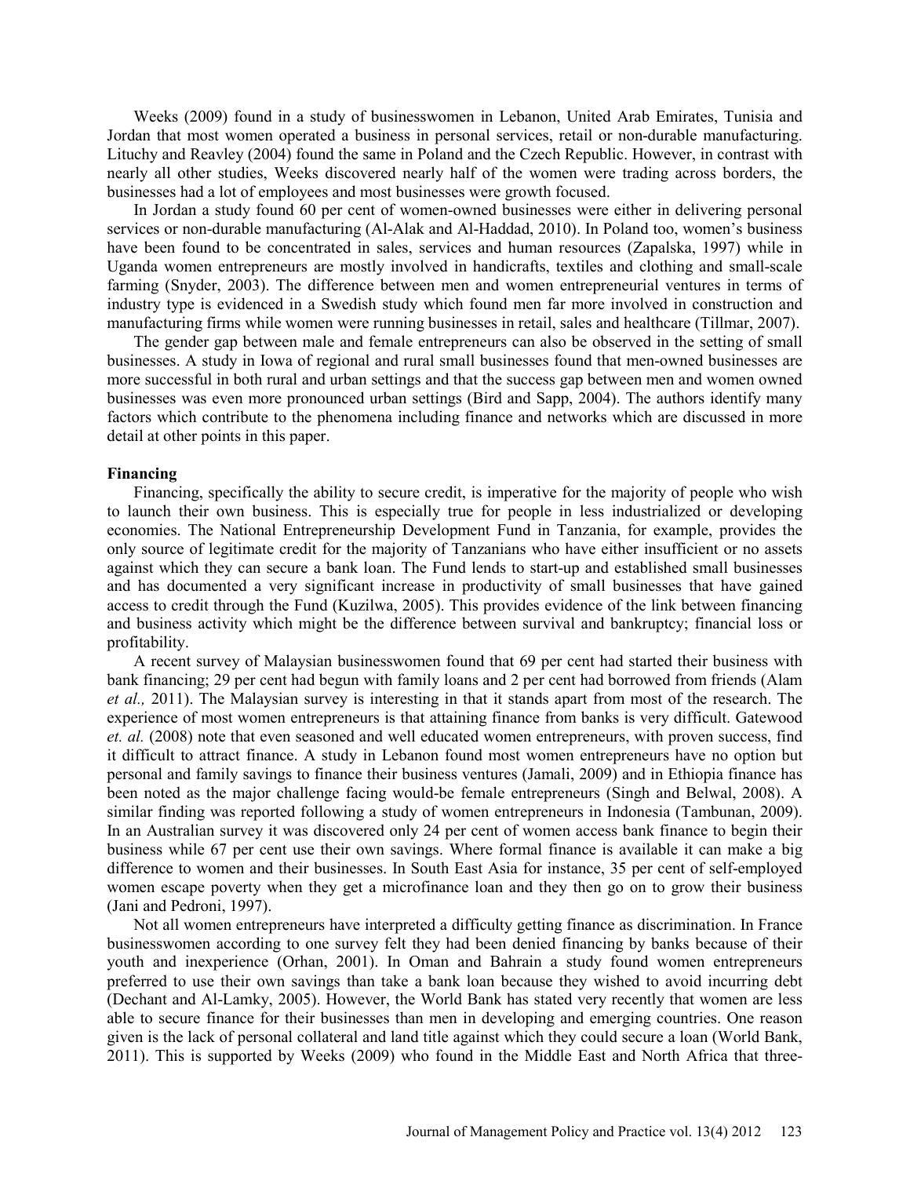Weeks (2009) found in a study of businesswomen in Lebanon, United Arab Emirates, Tunisia and Jordan that most women operated a business in personal services, retail or non-durable manufacturing. Lituchy and Reavley (2004) found the same in Poland and the Czech Republic. However, in contrast with nearly all other studies, Weeks discovered nearly half of the women were trading across borders, the businesses had a lot of employees and most businesses were growth focused.

In Jordan a study found 60 per cent of women-owned businesses were either in delivering personal services or non-durable manufacturing (Al-Alak and Al-Haddad, 2010). In Poland too, women's business have been found to be concentrated in sales, services and human resources (Zapalska, 1997) while in Uganda women entrepreneurs are mostly involved in handicrafts, textiles and clothing and small-scale farming (Snyder, 2003). The difference between men and women entrepreneurial ventures in terms of industry type is evidenced in a Swedish study which found men far more involved in construction and manufacturing firms while women were running businesses in retail, sales and healthcare (Tillmar, 2007).

The gender gap between male and female entrepreneurs can also be observed in the setting of small businesses. A study in Iowa of regional and rural small businesses found that men-owned businesses are more successful in both rural and urban settings and that the success gap between men and women owned businesses was even more pronounced urban settings (Bird and Sapp, 2004). The authors identify many factors which contribute to the phenomena including finance and networks which are discussed in more detail at other points in this paper.

**Financing**

Financing, specifically the ability to secure credit, is imperative for the majority of people who wish to launch their own business. This is especially true for people in less industrialized or developing economies. The National Entrepreneurship Development Fund in Tanzania, for example, provides the only source of legitimate credit for the majority of Tanzanians who have either insufficient or no assets against which they can secure a bank loan. The Fund lends to start-up and established small businesses and has documented a very significant increase in productivity of small businesses that have gained access to credit through the Fund (Kuzilwa, 2005). This provides evidence of the link between financing and business activity which might be the difference between survival and bankruptcy; financial loss or profitability.

A recent survey of Malaysian businesswomen found that 69 per cent had started their business with bank financing; 29 per cent had begun with family loans and 2 per cent had borrowed from friends (Alam *et al.,* 2011). The Malaysian survey is interesting in that it stands apart from most of the research. The experience of most women entrepreneurs is that attaining finance from banks is very difficult. Gatewood *et. al.* (2008) note that even seasoned and well educated women entrepreneurs, with proven success, find it difficult to attract finance. A study in Lebanon found most women entrepreneurs have no option but personal and family savings to finance their business ventures (Jamali, 2009) and in Ethiopia finance has been noted as the major challenge facing would-be female entrepreneurs (Singh and Belwal, 2008). A similar finding was reported following a study of women entrepreneurs in Indonesia (Tambunan, 2009). In an Australian survey it was discovered only 24 per cent of women access bank finance to begin their business while 67 per cent use their own savings. Where formal finance is available it can make a big difference to women and their businesses. In South East Asia for instance, 35 per cent of self-employed women escape poverty when they get a microfinance loan and they then go on to grow their business (Jani and Pedroni, 1997).

Not all women entrepreneurs have interpreted a difficulty getting finance as discrimination. In France businesswomen according to one survey felt they had been denied financing by banks because of their youth and inexperience (Orhan, 2001). In Oman and Bahrain a study found women entrepreneurs preferred to use their own savings than take a bank loan because they wished to avoid incurring debt (Dechant and Al-Lamky, 2005). However, the World Bank has stated very recently that women are less able to secure finance for their businesses than men in developing and emerging countries. One reason given is the lack of personal collateral and land title against which they could secure a loan (World Bank, 2011). This is supported by Weeks (2009) who found in the Middle East and North Africa that three-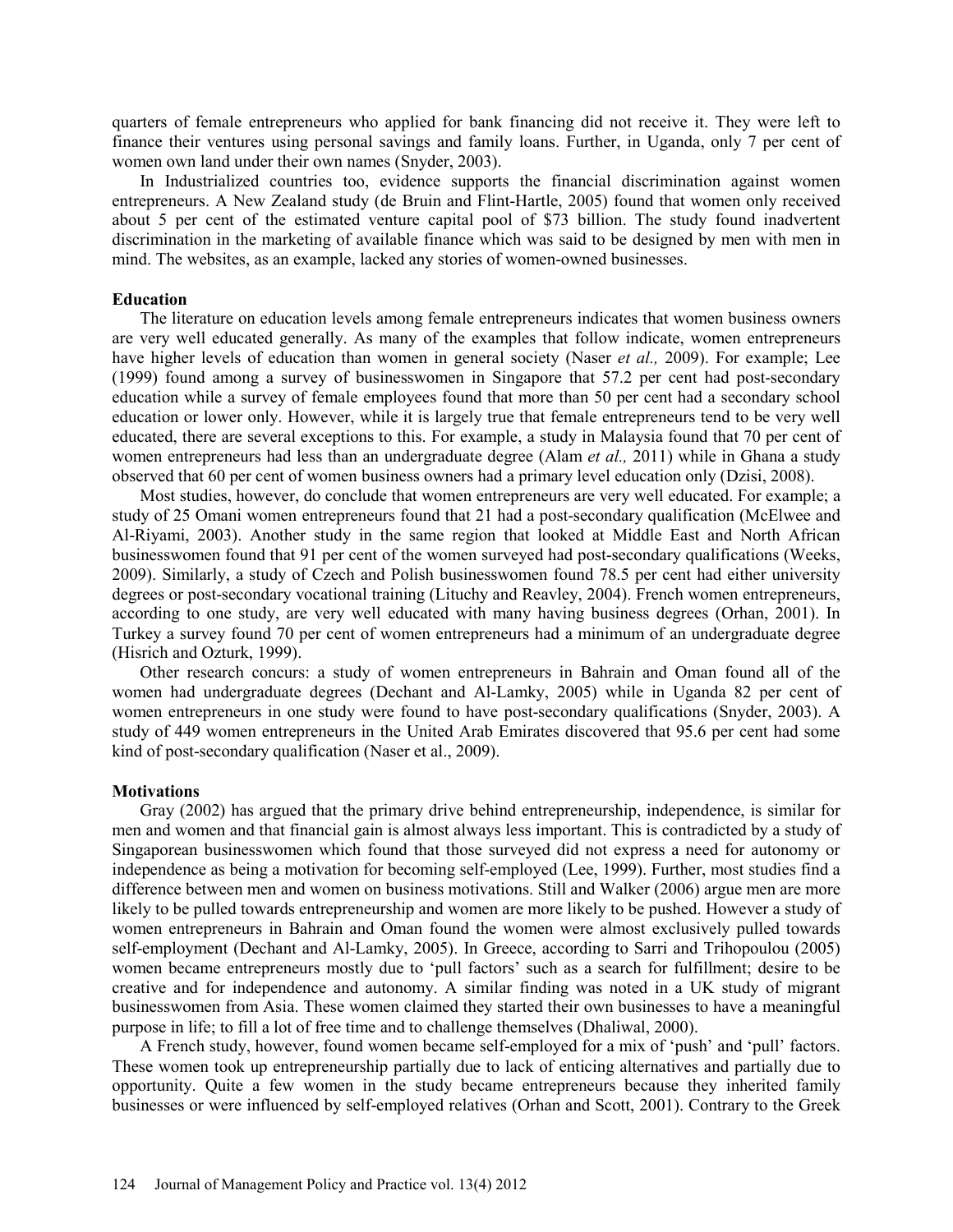quarters of female entrepreneurs who applied for bank financing did not receive it. They were left to finance their ventures using personal savings and family loans. Further, in Uganda, only 7 per cent of women own land under their own names (Snyder, 2003).

In Industrialized countries too, evidence supports the financial discrimination against women entrepreneurs. A New Zealand study (de Bruin and Flint-Hartle, 2005) found that women only received about 5 per cent of the estimated venture capital pool of $73 billion. The study found inadvertent discrimination in the marketing of available finance which was said to be designed by men with men in mind. The websites, as an example, lacked any stories of women-owned businesses.

**Education**

The literature on education levels among female entrepreneurs indicates that women business owners are very well educated generally. As many of the examples that follow indicate, women entrepreneurs have higher levels of education than women in general society (Naser *et al.,* 2009). For example; Lee (1999) found among a survey of businesswomen in Singapore that 57.2 per cent had post-secondary education while a survey of female employees found that more than 50 per cent had a secondary school education or lower only. However, while it is largely true that female entrepreneurs tend to be very well educated, there are several exceptions to this. For example, a study in Malaysia found that 70 per cent of women entrepreneurs had less than an undergraduate degree (Alam *et al.,* 2011) while in Ghana a study observed that 60 per cent of women business owners had a primary level education only (Dzisi, 2008).

Most studies, however, do conclude that women entrepreneurs are very well educated. For example; a study of 25 Omani women entrepreneurs found that 21 had a post-secondary qualification (McElwee and Al-Riyami, 2003). Another study in the same region that looked at Middle East and North African businesswomen found that 91 per cent of the women surveyed had post-secondary qualifications (Weeks, 2009). Similarly, a study of Czech and Polish businesswomen found 78.5 per cent had either university degrees or post-secondary vocational training (Lituchy and Reavley, 2004). French women entrepreneurs, according to one study, are very well educated with many having business degrees (Orhan, 2001). In Turkey a survey found 70 per cent of women entrepreneurs had a minimum of an undergraduate degree (Hisrich and Ozturk, 1999).

Other research concurs: a study of women entrepreneurs in Bahrain and Oman found all of the women had undergraduate degrees (Dechant and Al-Lamky, 2005) while in Uganda 82 per cent of women entrepreneurs in one study were found to have post-secondary qualifications (Snyder, 2003). A study of 449 women entrepreneurs in the United Arab Emirates discovered that 95.6 per cent had some kind of post-secondary qualification (Naser et al., 2009).

**Motivations**

Gray (2002) has argued that the primary drive behind entrepreneurship, independence, is similar for men and women and that financial gain is almost always less important. This is contradicted by a study of Singaporean businesswomen which found that those surveyed did not express a need for autonomy or independence as being a motivation for becoming self-employed (Lee, 1999). Further, most studies find a difference between men and women on business motivations. Still and Walker (2006) argue men are more likely to be pulled towards entrepreneurship and women are more likely to be pushed. However a study of women entrepreneurs in Bahrain and Oman found the women were almost exclusively pulled towards self-employment (Dechant and Al-Lamky, 2005). In Greece, according to Sarri and Trihopoulou (2005) women became entrepreneurs mostly due to 'pull factors' such as a search for fulfillment; desire to be creative and for independence and autonomy. A similar finding was noted in a UK study of migrant businesswomen from Asia. These women claimed they started their own businesses to have a meaningful purpose in life; to fill a lot of free time and to challenge themselves (Dhaliwal, 2000).

A French study, however, found women became self-employed for a mix of 'push' and 'pull' factors. These women took up entrepreneurship partially due to lack of enticing alternatives and partially due to opportunity. Quite a few women in the study became entrepreneurs because they inherited family businesses or were influenced by self-employed relatives (Orhan and Scott, 2001). Contrary to the Greek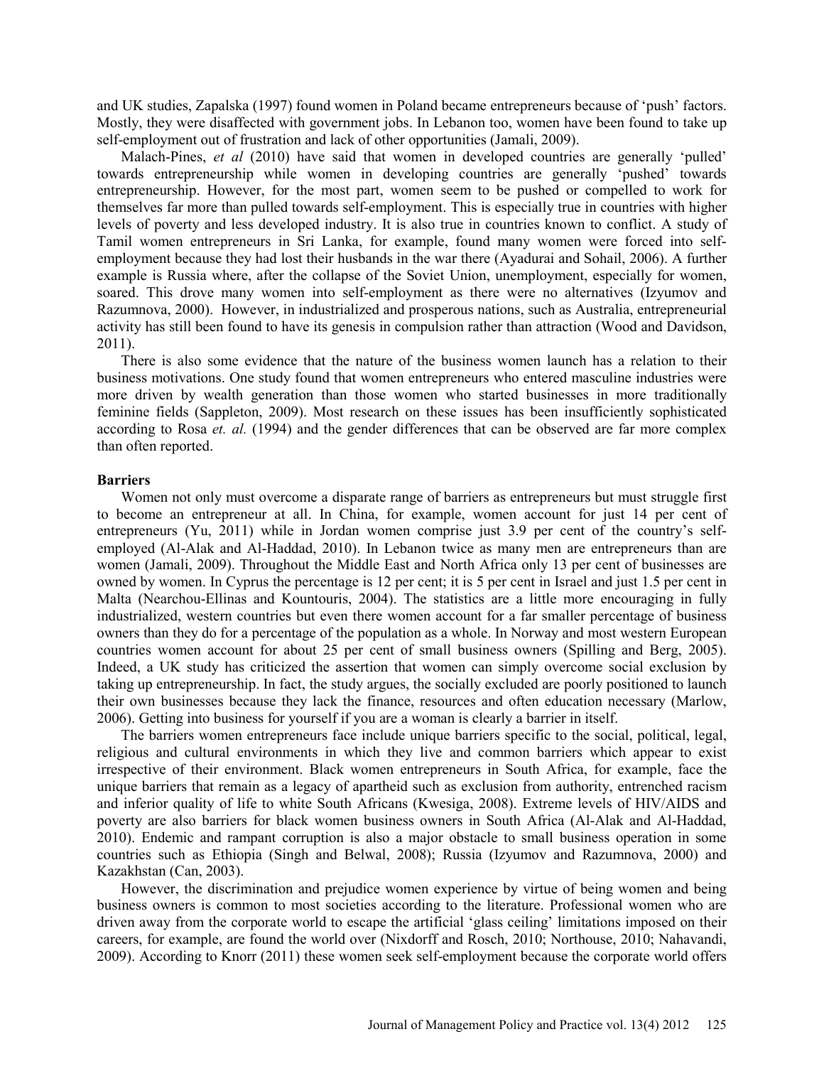and UK studies, Zapalska (1997) found women in Poland became entrepreneurs because of 'push' factors. Mostly, they were disaffected with government jobs. In Lebanon too, women have been found to take up self-employment out of frustration and lack of other opportunities (Jamali, 2009).

Malach-Pines, *et al* (2010) have said that women in developed countries are generally 'pulled' towards entrepreneurship while women in developing countries are generally 'pushed' towards entrepreneurship. However, for the most part, women seem to be pushed or compelled to work for themselves far more than pulled towards self-employment. This is especially true in countries with higher levels of poverty and less developed industry. It is also true in countries known to conflict. A study of Tamil women entrepreneurs in Sri Lanka, for example, found many women were forced into self-employment because they had lost their husbands in the war there (Ayadurai and Sohail, 2006). A further example is Russia where, after the collapse of the Soviet Union, unemployment, especially for women, soared. This drove many women into self-employment as there were no alternatives (Izyumov and Razumnova, 2000). However, in industrialized and prosperous nations, such as Australia, entrepreneurial activity has still been found to have its genesis in compulsion rather than attraction (Wood and Davidson, 2011).

There is also some evidence that the nature of the business women launch has a relation to their business motivations. One study found that women entrepreneurs who entered masculine industries were more driven by wealth generation than those women who started businesses in more traditionally feminine fields (Sappleton, 2009). Most research on these issues has been insufficiently sophisticated according to Rosa *et. al.* (1994) and the gender differences that can be observed are far more complex than often reported.

**Barriers**

Women not only must overcome a disparate range of barriers as entrepreneurs but must struggle first to become an entrepreneur at all. In China, for example, women account for just 14 per cent of entrepreneurs (Yu, 2011) while in Jordan women comprise just 3.9 per cent of the country's self-employed (Al-Alak and Al-Haddad, 2010). In Lebanon twice as many men are entrepreneurs than are women (Jamali, 2009). Throughout the Middle East and North Africa only 13 per cent of businesses are owned by women. In Cyprus the percentage is 12 per cent; it is 5 per cent in Israel and just 1.5 per cent in Malta (Nearchou-Ellinas and Kountouris, 2004). The statistics are a little more encouraging in fully industrialized, western countries but even there women account for a far smaller percentage of business owners than they do for a percentage of the population as a whole. In Norway and most western European countries women account for about 25 per cent of small business owners (Spilling and Berg, 2005). Indeed, a UK study has criticized the assertion that women can simply overcome social exclusion by taking up entrepreneurship. In fact, the study argues, the socially excluded are poorly positioned to launch their own businesses because they lack the finance, resources and often education necessary (Marlow, 2006). Getting into business for yourself if you are a woman is clearly a barrier in itself.

The barriers women entrepreneurs face include unique barriers specific to the social, political, legal, religious and cultural environments in which they live and common barriers which appear to exist irrespective of their environment. Black women entrepreneurs in South Africa, for example, face the unique barriers that remain as a legacy of apartheid such as exclusion from authority, entrenched racism and inferior quality of life to white South Africans (Kwesiga, 2008). Extreme levels of HIV/AIDS and poverty are also barriers for black women business owners in South Africa (Al-Alak and Al-Haddad, 2010). Endemic and rampant corruption is also a major obstacle to small business operation in some countries such as Ethiopia (Singh and Belwal, 2008); Russia (Izyumov and Razumnova, 2000) and Kazakhstan (Can, 2003).

However, the discrimination and prejudice women experience by virtue of being women and being business owners is common to most societies according to the literature. Professional women who are driven away from the corporate world to escape the artificial 'glass ceiling' limitations imposed on their careers, for example, are found the world over (Nixdorff and Rosch, 2010; Northouse, 2010; Nahavandi, 2009). According to Knorr (2011) these women seek self-employment because the corporate world offers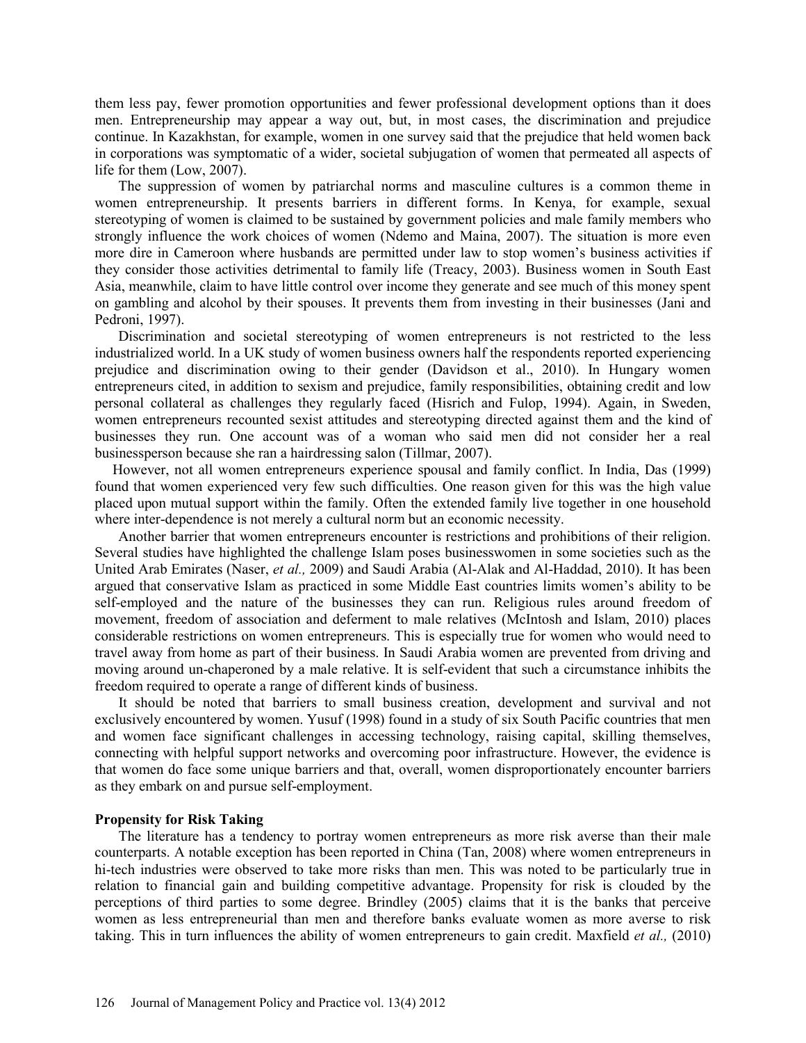them less pay, fewer promotion opportunities and fewer professional development options than it does men. Entrepreneurship may appear a way out, but, in most cases, the discrimination and prejudice continue. In Kazakhstan, for example, women in one survey said that the prejudice that held women back in corporations was symptomatic of a wider, societal subjugation of women that permeated all aspects of life for them (Low, 2007).

The suppression of women by patriarchal norms and masculine cultures is a common theme in women entrepreneurship. It presents barriers in different forms. In Kenya, for example, sexual stereotyping of women is claimed to be sustained by government policies and male family members who strongly influence the work choices of women (Ndemo and Maina, 2007). The situation is more even more dire in Cameroon where husbands are permitted under law to stop women's business activities if they consider those activities detrimental to family life (Treacy, 2003). Business women in South East Asia, meanwhile, claim to have little control over income they generate and see much of this money spent on gambling and alcohol by their spouses. It prevents them from investing in their businesses (Jani and Pedroni, 1997).

Discrimination and societal stereotyping of women entrepreneurs is not restricted to the less industrialized world. In a UK study of women business owners half the respondents reported experiencing prejudice and discrimination owing to their gender (Davidson et al., 2010). In Hungary women entrepreneurs cited, in addition to sexism and prejudice, family responsibilities, obtaining credit and low personal collateral as challenges they regularly faced (Hisrich and Fulop, 1994). Again, in Sweden, women entrepreneurs recounted sexist attitudes and stereotyping directed against them and the kind of businesses they run. One account was of a woman who said men did not consider her a real businessperson because she ran a hairdressing salon (Tillmar, 2007).

However, not all women entrepreneurs experience spousal and family conflict. In India, Das (1999) found that women experienced very few such difficulties. One reason given for this was the high value placed upon mutual support within the family. Often the extended family live together in one household where inter-dependence is not merely a cultural norm but an economic necessity.

Another barrier that women entrepreneurs encounter is restrictions and prohibitions of their religion. Several studies have highlighted the challenge Islam poses businesswomen in some societies such as the United Arab Emirates (Naser, *et al.,* 2009) and Saudi Arabia (Al-Alak and Al-Haddad, 2010). It has been argued that conservative Islam as practiced in some Middle East countries limits women's ability to be self-employed and the nature of the businesses they can run. Religious rules around freedom of movement, freedom of association and deferment to male relatives (McIntosh and Islam, 2010) places considerable restrictions on women entrepreneurs. This is especially true for women who would need to travel away from home as part of their business. In Saudi Arabia women are prevented from driving and moving around un-chaperoned by a male relative. It is self-evident that such a circumstance inhibits the freedom required to operate a range of different kinds of business.

It should be noted that barriers to small business creation, development and survival and not exclusively encountered by women. Yusuf (1998) found in a study of six South Pacific countries that men and women face significant challenges in accessing technology, raising capital, skilling themselves, connecting with helpful support networks and overcoming poor infrastructure. However, the evidence is that women do face some unique barriers and that, overall, women disproportionately encounter barriers as they embark on and pursue self-employment.

**Propensity for Risk Taking**

The literature has a tendency to portray women entrepreneurs as more risk averse than their male counterparts. A notable exception has been reported in China (Tan, 2008) where women entrepreneurs in hi-tech industries were observed to take more risks than men. This was noted to be particularly true in relation to financial gain and building competitive advantage. Propensity for risk is clouded by the perceptions of third parties to some degree. Brindley (2005) claims that it is the banks that perceive women as less entrepreneurial than men and therefore banks evaluate women as more averse to risk taking. This in turn influences the ability of women entrepreneurs to gain credit. Maxfield *et al.,* (2010)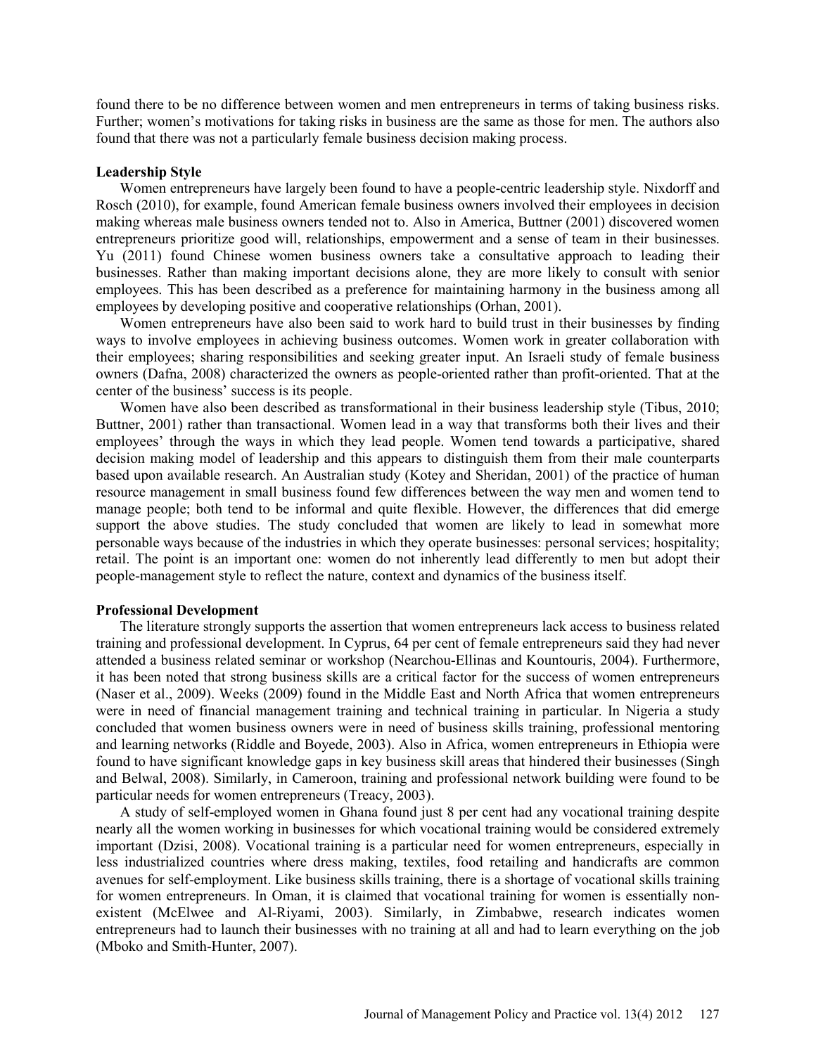found there to be no difference between women and men entrepreneurs in terms of taking business risks. Further; women's motivations for taking risks in business are the same as those for men. The authors also found that there was not a particularly female business decision making process.

**Leadership Style**

Women entrepreneurs have largely been found to have a people-centric leadership style. Nixdorff and Rosch (2010), for example, found American female business owners involved their employees in decision making whereas male business owners tended not to. Also in America, Buttner (2001) discovered women entrepreneurs prioritize good will, relationships, empowerment and a sense of team in their businesses. Yu (2011) found Chinese women business owners take a consultative approach to leading their businesses. Rather than making important decisions alone, they are more likely to consult with senior employees. This has been described as a preference for maintaining harmony in the business among all employees by developing positive and cooperative relationships (Orhan, 2001).

Women entrepreneurs have also been said to work hard to build trust in their businesses by finding ways to involve employees in achieving business outcomes. Women work in greater collaboration with their employees; sharing responsibilities and seeking greater input. An Israeli study of female business owners (Dafna, 2008) characterized the owners as people-oriented rather than profit-oriented. That at the center of the business' success is its people.

Women have also been described as transformational in their business leadership style (Tibus, 2010; Buttner, 2001) rather than transactional. Women lead in a way that transforms both their lives and their employees' through the ways in which they lead people. Women tend towards a participative, shared decision making model of leadership and this appears to distinguish them from their male counterparts based upon available research. An Australian study (Kotey and Sheridan, 2001) of the practice of human resource management in small business found few differences between the way men and women tend to manage people; both tend to be informal and quite flexible. However, the differences that did emerge support the above studies. The study concluded that women are likely to lead in somewhat more personable ways because of the industries in which they operate businesses: personal services; hospitality; retail. The point is an important one: women do not inherently lead differently to men but adopt their people-management style to reflect the nature, context and dynamics of the business itself.

**Professional Development**

The literature strongly supports the assertion that women entrepreneurs lack access to business related training and professional development. In Cyprus, 64 per cent of female entrepreneurs said they had never attended a business related seminar or workshop (Nearchou-Ellinas and Kountouris, 2004). Furthermore, it has been noted that strong business skills are a critical factor for the success of women entrepreneurs (Naser et al., 2009). Weeks (2009) found in the Middle East and North Africa that women entrepreneurs were in need of financial management training and technical training in particular. In Nigeria a study concluded that women business owners were in need of business skills training, professional mentoring and learning networks (Riddle and Boyede, 2003). Also in Africa, women entrepreneurs in Ethiopia were found to have significant knowledge gaps in key business skill areas that hindered their businesses (Singh and Belwal, 2008). Similarly, in Cameroon, training and professional network building were found to be particular needs for women entrepreneurs (Treacy, 2003).

A study of self-employed women in Ghana found just 8 per cent had any vocational training despite nearly all the women working in businesses for which vocational training would be considered extremely important (Dzisi, 2008). Vocational training is a particular need for women entrepreneurs, especially in less industrialized countries where dress making, textiles, food retailing and handicrafts are common avenues for self-employment. Like business skills training, there is a shortage of vocational skills training for women entrepreneurs. In Oman, it is claimed that vocational training for women is essentially non-existent (McElwee and Al-Riyami, 2003). Similarly, in Zimbabwe, research indicates women entrepreneurs had to launch their businesses with no training at all and had to learn everything on the job (Mboko and Smith-Hunter, 2007).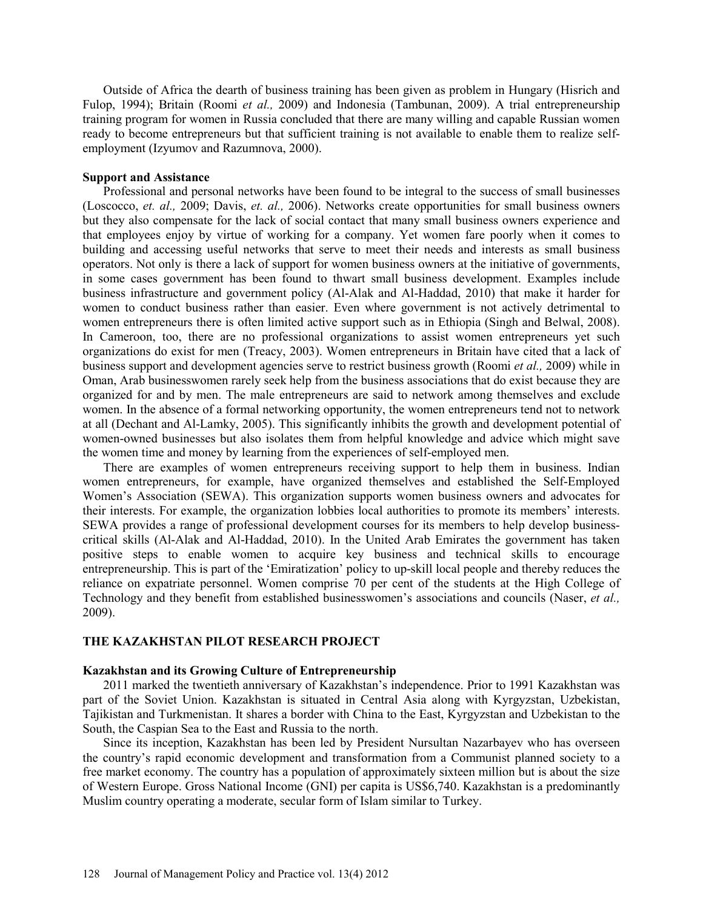Outside of Africa the dearth of business training has been given as problem in Hungary (Hisrich and Fulop, 1994); Britain (Roomi *et al.,* 2009) and Indonesia (Tambunan, 2009). A trial entrepreneurship training program for women in Russia concluded that there are many willing and capable Russian women ready to become entrepreneurs but that sufficient training is not available to enable them to realize self-employment (Izyumov and Razumnova, 2000).

### Support and Assistance

Professional and personal networks have been found to be integral to the success of small businesses (Loscocco, *et. al.,* 2009; Davis, *et. al.,* 2006). Networks create opportunities for small business owners but they also compensate for the lack of social contact that many small business owners experience and that employees enjoy by virtue of working for a company. Yet women fare poorly when it comes to building and accessing useful networks that serve to meet their needs and interests as small business operators. Not only is there a lack of support for women business owners at the initiative of governments, in some cases government has been found to thwart small business development. Examples include business infrastructure and government policy (Al-Alak and Al-Haddad, 2010) that make it harder for women to conduct business rather than easier. Even where government is not actively detrimental to women entrepreneurs there is often limited active support such as in Ethiopia (Singh and Belwal, 2008). In Cameroon, too, there are no professional organizations to assist women entrepreneurs yet such organizations do exist for men (Treacy, 2003). Women entrepreneurs in Britain have cited that a lack of business support and development agencies serve to restrict business growth (Roomi *et al.,* 2009) while in Oman, Arab businesswomen rarely seek help from the business associations that do exist because they are organized for and by men. The male entrepreneurs are said to network among themselves and exclude women. In the absence of a formal networking opportunity, the women entrepreneurs tend not to network at all (Dechant and Al-Lamky, 2005). This significantly inhibits the growth and development potential of women-owned businesses but also isolates them from helpful knowledge and advice which might save the women time and money by learning from the experiences of self-employed men.

There are examples of women entrepreneurs receiving support to help them in business. Indian women entrepreneurs, for example, have organized themselves and established the Self-Employed Women's Association (SEWA). This organization supports women business owners and advocates for their interests. For example, the organization lobbies local authorities to promote its members' interests. SEWA provides a range of professional development courses for its members to help develop business-critical skills (Al-Alak and Al-Haddad, 2010). In the United Arab Emirates the government has taken positive steps to enable women to acquire key business and technical skills to encourage entrepreneurship. This is part of the 'Emiratization' policy to up-skill local people and thereby reduces the reliance on expatriate personnel. Women comprise 70 per cent of the students at the High College of Technology and they benefit from established businesswomen's associations and councils (Naser, *et al.,* 2009).

## THE KAZAKHSTAN PILOT RESEARCH PROJECT

### Kazakhstan and its Growing Culture of Entrepreneurship

2011 marked the twentieth anniversary of Kazakhstan's independence. Prior to 1991 Kazakhstan was part of the Soviet Union. Kazakhstan is situated in Central Asia along with Kyrgyzstan, Uzbekistan, Tajikistan and Turkmenistan. It shares a border with China to the East, Kyrgyzstan and Uzbekistan to the South, the Caspian Sea to the East and Russia to the north.

Since its inception, Kazakhstan has been led by President Nursultan Nazarbayev who has overseen the country's rapid economic development and transformation from a Communist planned society to a free market economy. The country has a population of approximately sixteen million but is about the size of Western Europe. Gross National Income (GNI) per capita is US$6,740. Kazakhstan is a predominantly Muslim country operating a moderate, secular form of Islam similar to Turkey.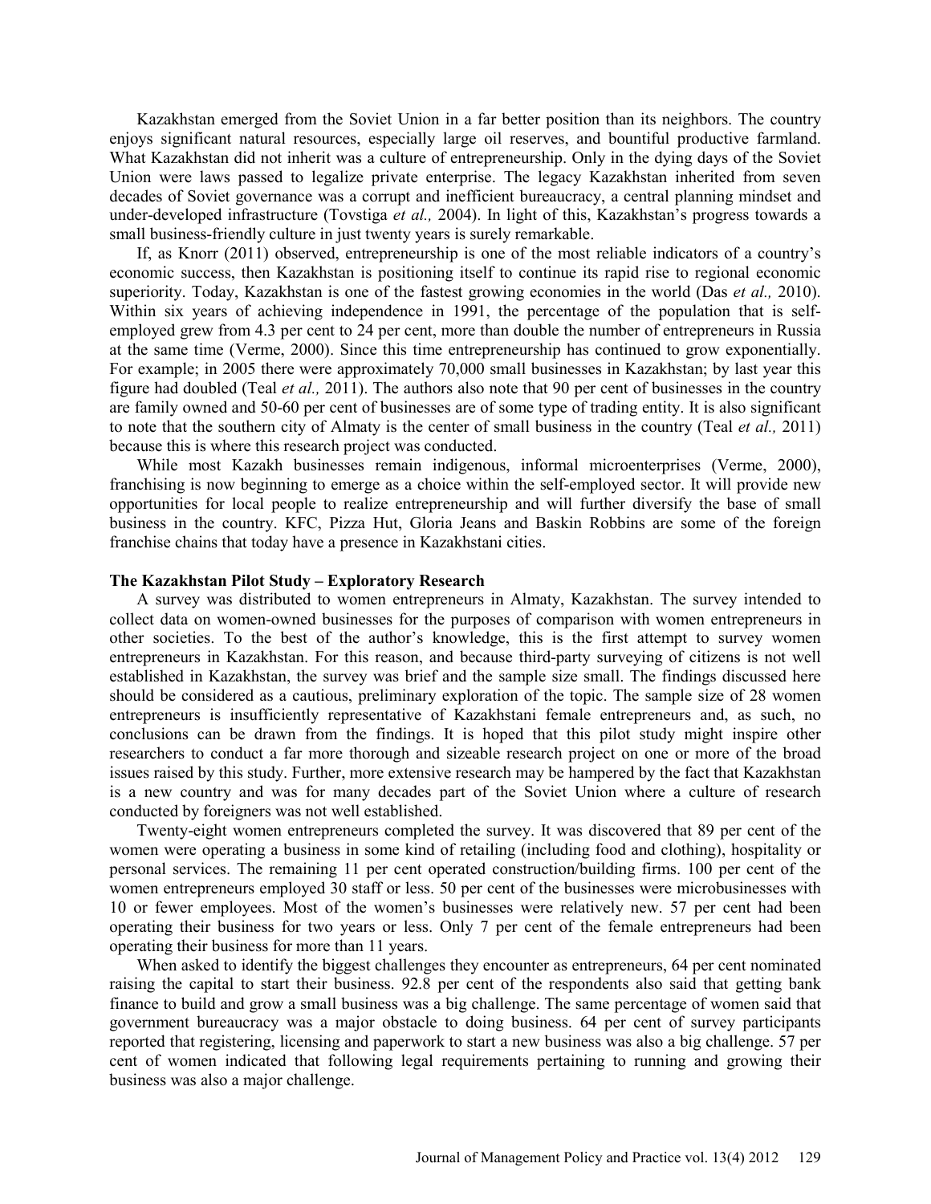Kazakhstan emerged from the Soviet Union in a far better position than its neighbors. The country enjoys significant natural resources, especially large oil reserves, and bountiful productive farmland. What Kazakhstan did not inherit was a culture of entrepreneurship. Only in the dying days of the Soviet Union were laws passed to legalize private enterprise. The legacy Kazakhstan inherited from seven decades of Soviet governance was a corrupt and inefficient bureaucracy, a central planning mindset and under-developed infrastructure (Tovstiga *et al.,* 2004). In light of this, Kazakhstan's progress towards a small business-friendly culture in just twenty years is surely remarkable.

If, as Knorr (2011) observed, entrepreneurship is one of the most reliable indicators of a country's economic success, then Kazakhstan is positioning itself to continue its rapid rise to regional economic superiority. Today, Kazakhstan is one of the fastest growing economies in the world (Das *et al.,* 2010). Within six years of achieving independence in 1991, the percentage of the population that is self-employed grew from 4.3 per cent to 24 per cent, more than double the number of entrepreneurs in Russia at the same time (Verme, 2000). Since this time entrepreneurship has continued to grow exponentially. For example; in 2005 there were approximately 70,000 small businesses in Kazakhstan; by last year this figure had doubled (Teal *et al.,* 2011). The authors also note that 90 per cent of businesses in the country are family owned and 50-60 per cent of businesses are of some type of trading entity. It is also significant to note that the southern city of Almaty is the center of small business in the country (Teal *et al.,* 2011) because this is where this research project was conducted.

While most Kazakh businesses remain indigenous, informal microenterprises (Verme, 2000), franchising is now beginning to emerge as a choice within the self-employed sector. It will provide new opportunities for local people to realize entrepreneurship and will further diversify the base of small business in the country. KFC, Pizza Hut, Gloria Jeans and Baskin Robbins are some of the foreign franchise chains that today have a presence in Kazakhstani cities.

**The Kazakhstan Pilot Study – Exploratory Research**

A survey was distributed to women entrepreneurs in Almaty, Kazakhstan. The survey intended to collect data on women-owned businesses for the purposes of comparison with women entrepreneurs in other societies. To the best of the author's knowledge, this is the first attempt to survey women entrepreneurs in Kazakhstan. For this reason, and because third-party surveying of citizens is not well established in Kazakhstan, the survey was brief and the sample size small. The findings discussed here should be considered as a cautious, preliminary exploration of the topic. The sample size of 28 women entrepreneurs is insufficiently representative of Kazakhstani female entrepreneurs and, as such, no conclusions can be drawn from the findings. It is hoped that this pilot study might inspire other researchers to conduct a far more thorough and sizeable research project on one or more of the broad issues raised by this study. Further, more extensive research may be hampered by the fact that Kazakhstan is a new country and was for many decades part of the Soviet Union where a culture of research conducted by foreigners was not well established.

Twenty-eight women entrepreneurs completed the survey. It was discovered that 89 per cent of the women were operating a business in some kind of retailing (including food and clothing), hospitality or personal services. The remaining 11 per cent operated construction/building firms. 100 per cent of the women entrepreneurs employed 30 staff or less. 50 per cent of the businesses were microbusinesses with 10 or fewer employees. Most of the women's businesses were relatively new. 57 per cent had been operating their business for two years or less. Only 7 per cent of the female entrepreneurs had been operating their business for more than 11 years.

When asked to identify the biggest challenges they encounter as entrepreneurs, 64 per cent nominated raising the capital to start their business. 92.8 per cent of the respondents also said that getting bank finance to build and grow a small business was a big challenge. The same percentage of women said that government bureaucracy was a major obstacle to doing business. 64 per cent of survey participants reported that registering, licensing and paperwork to start a new business was also a big challenge. 57 per cent of women indicated that following legal requirements pertaining to running and growing their business was also a major challenge.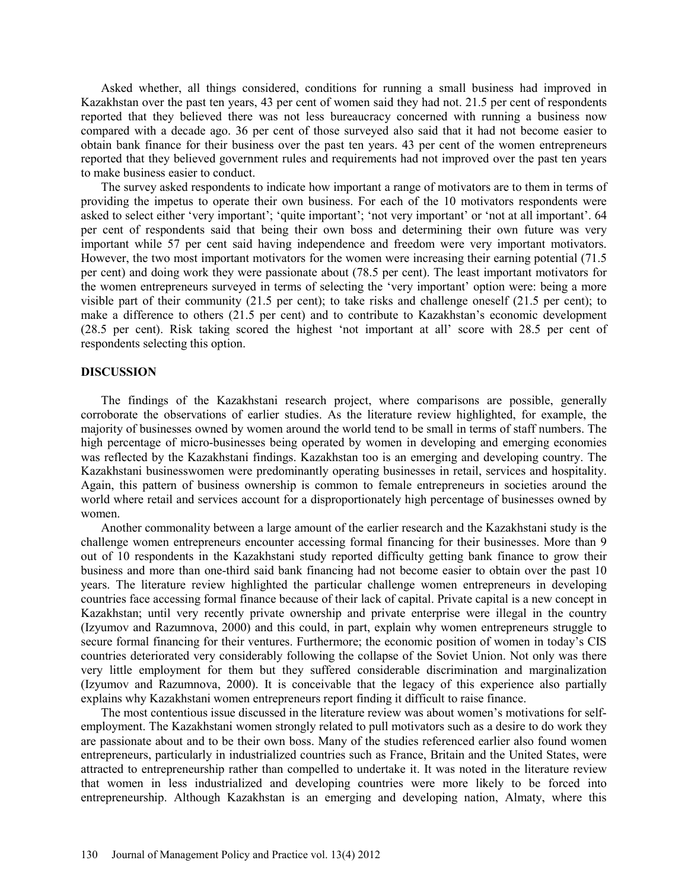Asked whether, all things considered, conditions for running a small business had improved in Kazakhstan over the past ten years, 43 per cent of women said they had not. 21.5 per cent of respondents reported that they believed there was not less bureaucracy concerned with running a business now compared with a decade ago. 36 per cent of those surveyed also said that it had not become easier to obtain bank finance for their business over the past ten years. 43 per cent of the women entrepreneurs reported that they believed government rules and requirements had not improved over the past ten years to make business easier to conduct.

The survey asked respondents to indicate how important a range of motivators are to them in terms of providing the impetus to operate their own business. For each of the 10 motivators respondents were asked to select either 'very important'; 'quite important'; 'not very important' or 'not at all important'. 64 per cent of respondents said that being their own boss and determining their own future was very important while 57 per cent said having independence and freedom were very important motivators. However, the two most important motivators for the women were increasing their earning potential (71.5 per cent) and doing work they were passionate about (78.5 per cent). The least important motivators for the women entrepreneurs surveyed in terms of selecting the 'very important' option were: being a more visible part of their community (21.5 per cent); to take risks and challenge oneself (21.5 per cent); to make a difference to others (21.5 per cent) and to contribute to Kazakhstan's economic development (28.5 per cent). Risk taking scored the highest 'not important at all' score with 28.5 per cent of respondents selecting this option.

## DISCUSSION

The findings of the Kazakhstani research project, where comparisons are possible, generally corroborate the observations of earlier studies. As the literature review highlighted, for example, the majority of businesses owned by women around the world tend to be small in terms of staff numbers. The high percentage of micro-businesses being operated by women in developing and emerging economies was reflected by the Kazakhstani findings. Kazakhstan too is an emerging and developing country. The Kazakhstani businesswomen were predominantly operating businesses in retail, services and hospitality. Again, this pattern of business ownership is common to female entrepreneurs in societies around the world where retail and services account for a disproportionately high percentage of businesses owned by women.

Another commonality between a large amount of the earlier research and the Kazakhstani study is the challenge women entrepreneurs encounter accessing formal financing for their businesses. More than 9 out of 10 respondents in the Kazakhstani study reported difficulty getting bank finance to grow their business and more than one-third said bank financing had not become easier to obtain over the past 10 years. The literature review highlighted the particular challenge women entrepreneurs in developing countries face accessing formal finance because of their lack of capital. Private capital is a new concept in Kazakhstan; until very recently private ownership and private enterprise were illegal in the country (Izyumov and Razumnova, 2000) and this could, in part, explain why women entrepreneurs struggle to secure formal financing for their ventures. Furthermore; the economic position of women in today's CIS countries deteriorated very considerably following the collapse of the Soviet Union. Not only was there very little employment for them but they suffered considerable discrimination and marginalization (Izyumov and Razumnova, 2000). It is conceivable that the legacy of this experience also partially explains why Kazakhstani women entrepreneurs report finding it difficult to raise finance.

The most contentious issue discussed in the literature review was about women's motivations for self-employment. The Kazakhstani women strongly related to pull motivators such as a desire to do work they are passionate about and to be their own boss. Many of the studies referenced earlier also found women entrepreneurs, particularly in industrialized countries such as France, Britain and the United States, were attracted to entrepreneurship rather than compelled to undertake it. It was noted in the literature review that women in less industrialized and developing countries were more likely to be forced into entrepreneurship. Although Kazakhstan is an emerging and developing nation, Almaty, where this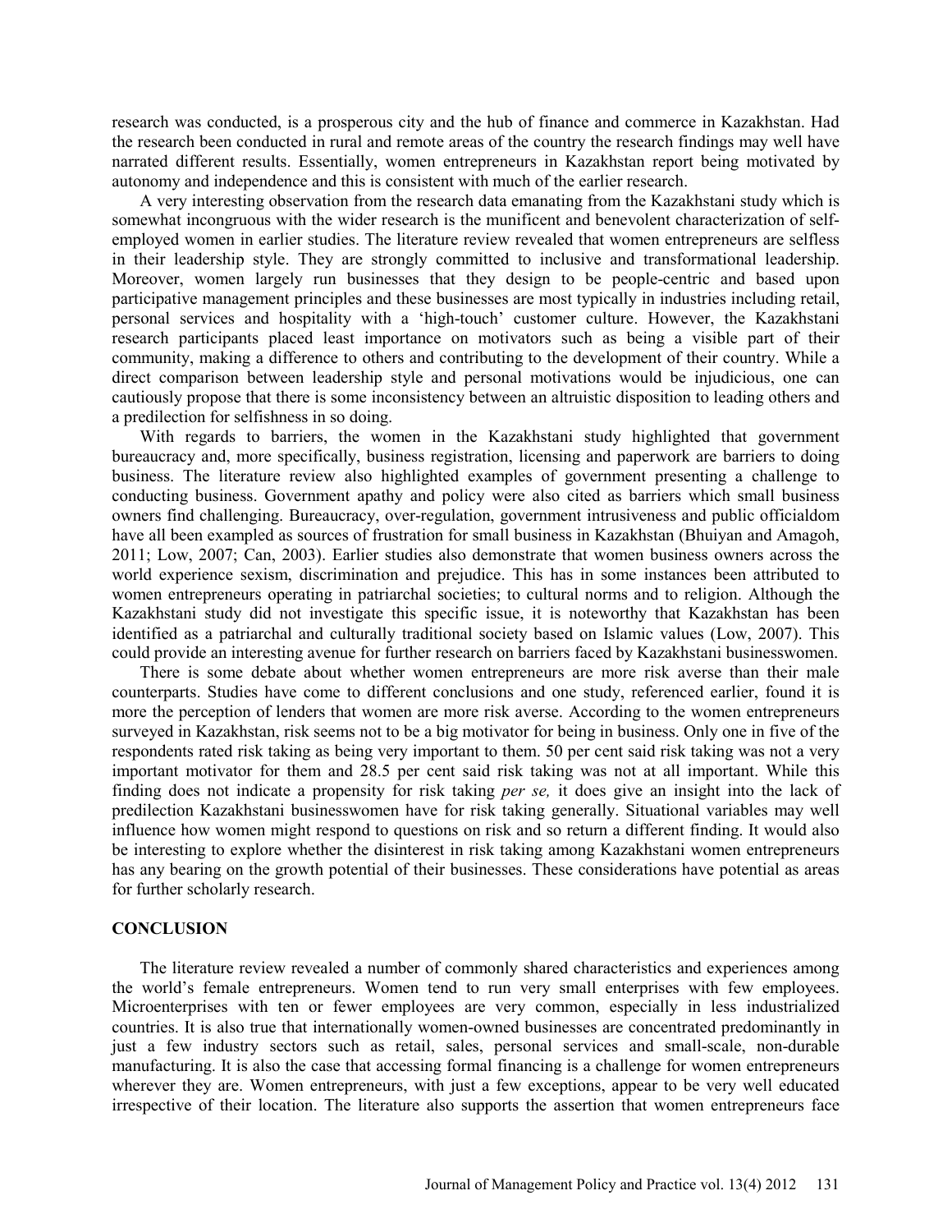research was conducted, is a prosperous city and the hub of finance and commerce in Kazakhstan. Had the research been conducted in rural and remote areas of the country the research findings may well have narrated different results. Essentially, women entrepreneurs in Kazakhstan report being motivated by autonomy and independence and this is consistent with much of the earlier research.

A very interesting observation from the research data emanating from the Kazakhstani study which is somewhat incongruous with the wider research is the munificent and benevolent characterization of self-employed women in earlier studies. The literature review revealed that women entrepreneurs are selfless in their leadership style. They are strongly committed to inclusive and transformational leadership. Moreover, women largely run businesses that they design to be people-centric and based upon participative management principles and these businesses are most typically in industries including retail, personal services and hospitality with a 'high-touch' customer culture. However, the Kazakhstani research participants placed least importance on motivators such as being a visible part of their community, making a difference to others and contributing to the development of their country. While a direct comparison between leadership style and personal motivations would be injudicious, one can cautiously propose that there is some inconsistency between an altruistic disposition to leading others and a predilection for selfishness in so doing.

With regards to barriers, the women in the Kazakhstani study highlighted that government bureaucracy and, more specifically, business registration, licensing and paperwork are barriers to doing business. The literature review also highlighted examples of government presenting a challenge to conducting business. Government apathy and policy were also cited as barriers which small business owners find challenging. Bureaucracy, over-regulation, government intrusiveness and public officialdom have all been exampled as sources of frustration for small business in Kazakhstan (Bhuiyan and Amagoh, 2011; Low, 2007; Can, 2003). Earlier studies also demonstrate that women business owners across the world experience sexism, discrimination and prejudice. This has in some instances been attributed to women entrepreneurs operating in patriarchal societies; to cultural norms and to religion. Although the Kazakhstani study did not investigate this specific issue, it is noteworthy that Kazakhstan has been identified as a patriarchal and culturally traditional society based on Islamic values (Low, 2007). This could provide an interesting avenue for further research on barriers faced by Kazakhstani businesswomen.

There is some debate about whether women entrepreneurs are more risk averse than their male counterparts. Studies have come to different conclusions and one study, referenced earlier, found it is more the perception of lenders that women are more risk averse. According to the women entrepreneurs surveyed in Kazakhstan, risk seems not to be a big motivator for being in business. Only one in five of the respondents rated risk taking as being very important to them. 50 per cent said risk taking was not a very important motivator for them and 28.5 per cent said risk taking was not at all important. While this finding does not indicate a propensity for risk taking *per se,* it does give an insight into the lack of predilection Kazakhstani businesswomen have for risk taking generally. Situational variables may well influence how women might respond to questions on risk and so return a different finding. It would also be interesting to explore whether the disinterest in risk taking among Kazakhstani women entrepreneurs has any bearing on the growth potential of their businesses. These considerations have potential as areas for further scholarly research.

## CONCLUSION

The literature review revealed a number of commonly shared characteristics and experiences among the world's female entrepreneurs. Women tend to run very small enterprises with few employees. Microenterprises with ten or fewer employees are very common, especially in less industrialized countries. It is also true that internationally women-owned businesses are concentrated predominantly in just a few industry sectors such as retail, sales, personal services and small-scale, non-durable manufacturing. It is also the case that accessing formal financing is a challenge for women entrepreneurs wherever they are. Women entrepreneurs, with just a few exceptions, appear to be very well educated irrespective of their location. The literature also supports the assertion that women entrepreneurs face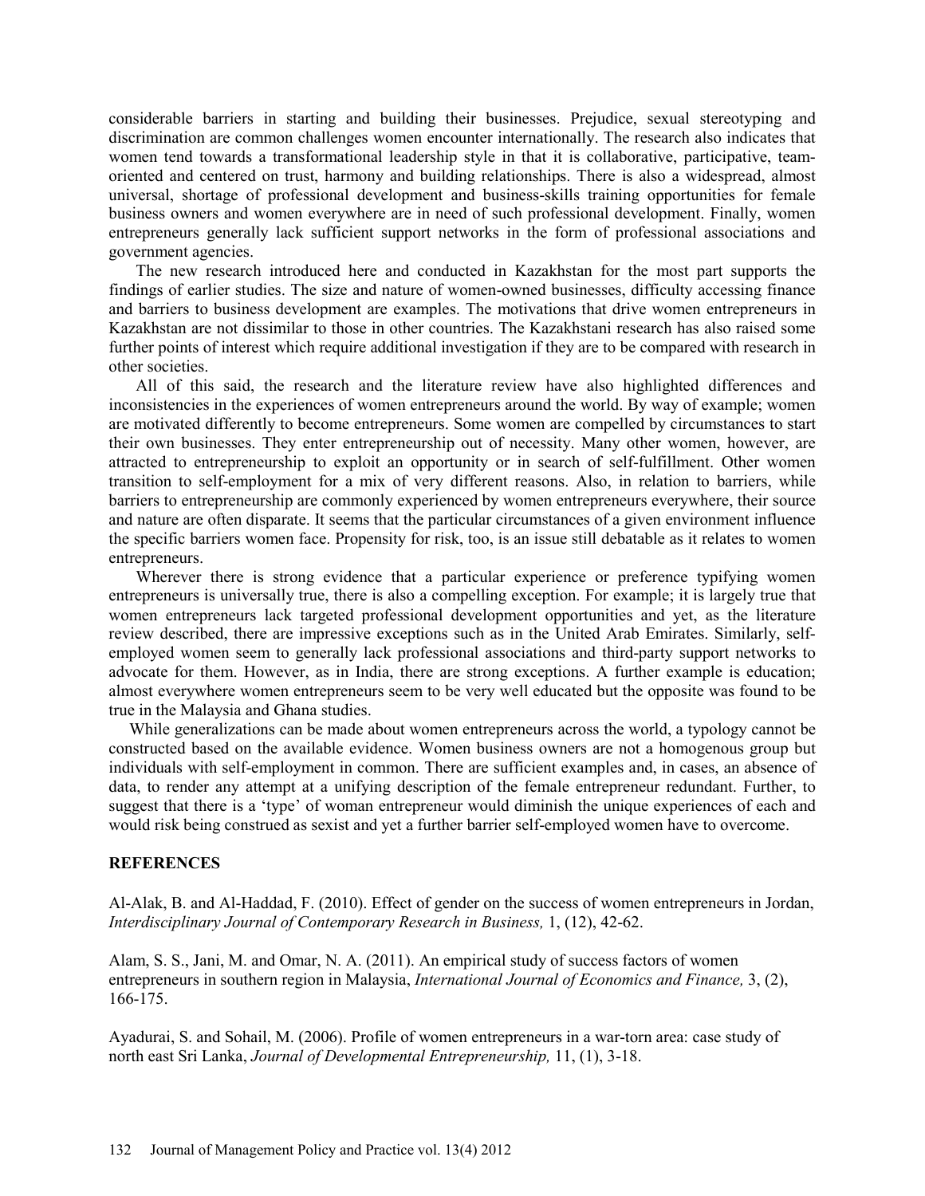considerable barriers in starting and building their businesses. Prejudice, sexual stereotyping and discrimination are common challenges women encounter internationally. The research also indicates that women tend towards a transformational leadership style in that it is collaborative, participative, team-oriented and centered on trust, harmony and building relationships. There is also a widespread, almost universal, shortage of professional development and business-skills training opportunities for female business owners and women everywhere are in need of such professional development. Finally, women entrepreneurs generally lack sufficient support networks in the form of professional associations and government agencies.

The new research introduced here and conducted in Kazakhstan for the most part supports the findings of earlier studies. The size and nature of women-owned businesses, difficulty accessing finance and barriers to business development are examples. The motivations that drive women entrepreneurs in Kazakhstan are not dissimilar to those in other countries. The Kazakhstani research has also raised some further points of interest which require additional investigation if they are to be compared with research in other societies.

All of this said, the research and the literature review have also highlighted differences and inconsistencies in the experiences of women entrepreneurs around the world. By way of example; women are motivated differently to become entrepreneurs. Some women are compelled by circumstances to start their own businesses. They enter entrepreneurship out of necessity. Many other women, however, are attracted to entrepreneurship to exploit an opportunity or in search of self-fulfillment. Other women transition to self-employment for a mix of very different reasons. Also, in relation to barriers, while barriers to entrepreneurship are commonly experienced by women entrepreneurs everywhere, their source and nature are often disparate. It seems that the particular circumstances of a given environment influence the specific barriers women face. Propensity for risk, too, is an issue still debatable as it relates to women entrepreneurs.

Wherever there is strong evidence that a particular experience or preference typifying women entrepreneurs is universally true, there is also a compelling exception. For example; it is largely true that women entrepreneurs lack targeted professional development opportunities and yet, as the literature review described, there are impressive exceptions such as in the United Arab Emirates. Similarly, self-employed women seem to generally lack professional associations and third-party support networks to advocate for them. However, as in India, there are strong exceptions. A further example is education; almost everywhere women entrepreneurs seem to be very well educated but the opposite was found to be true in the Malaysia and Ghana studies.

While generalizations can be made about women entrepreneurs across the world, a typology cannot be constructed based on the available evidence. Women business owners are not a homogenous group but individuals with self-employment in common. There are sufficient examples and, in cases, an absence of data, to render any attempt at a unifying description of the female entrepreneur redundant. Further, to suggest that there is a 'type' of woman entrepreneur would diminish the unique experiences of each and would risk being construed as sexist and yet a further barrier self-employed women have to overcome.

## REFERENCES

Al-Alak, B. and Al-Haddad, F. (2010). Effect of gender on the success of women entrepreneurs in Jordan, *Interdisciplinary Journal of Contemporary Research in Business,* 1, (12), 42-62.

Alam, S. S., Jani, M. and Omar, N. A. (2011). An empirical study of success factors of women entrepreneurs in southern region in Malaysia, *International Journal of Economics and Finance,* 3, (2), 166-175.

Ayadurai, S. and Sohail, M. (2006). Profile of women entrepreneurs in a war-torn area: case study of north east Sri Lanka, *Journal of Developmental Entrepreneurship,* 11, (1), 3-18.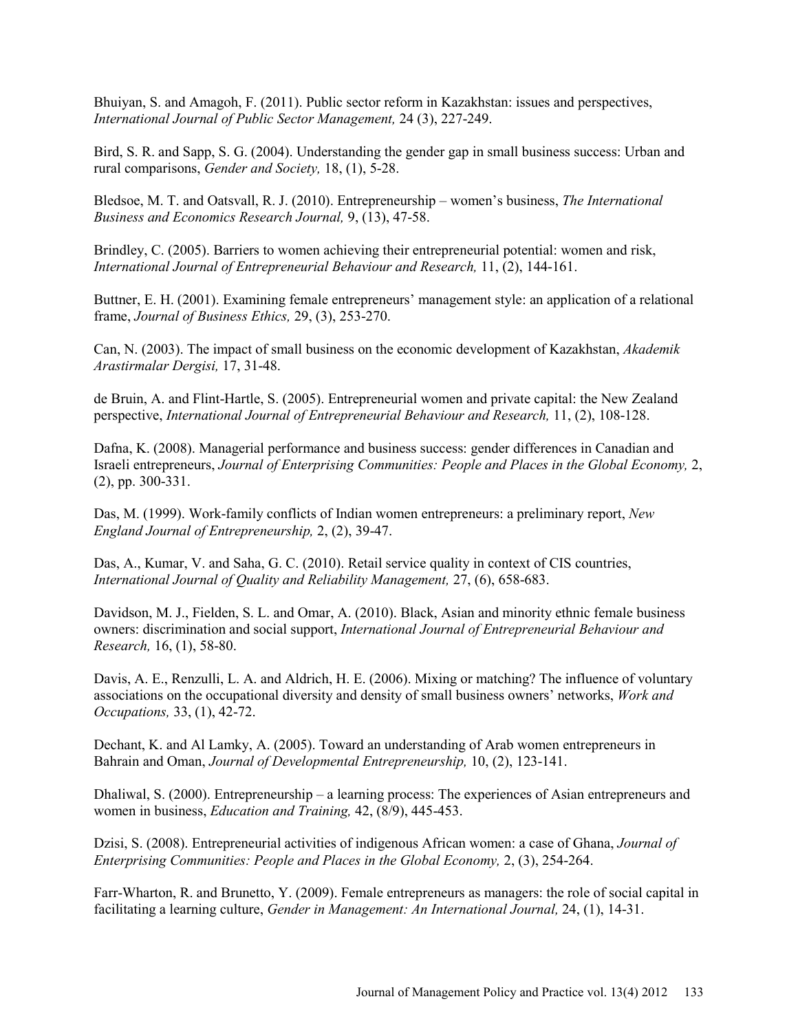Bhuiyan, S. and Amagoh, F. (2011). Public sector reform in Kazakhstan: issues and perspectives, *International Journal of Public Sector Management,* 24 (3), 227-249.

Bird, S. R. and Sapp, S. G. (2004). Understanding the gender gap in small business success: Urban and rural comparisons, *Gender and Society,* 18, (1), 5-28.

Bledsoe, M. T. and Oatsvall, R. J. (2010). Entrepreneurship – women's business, *The International Business and Economics Research Journal,* 9, (13), 47-58.

Brindley, C. (2005). Barriers to women achieving their entrepreneurial potential: women and risk, *International Journal of Entrepreneurial Behaviour and Research,* 11, (2), 144-161.

Buttner, E. H. (2001). Examining female entrepreneurs' management style: an application of a relational frame, *Journal of Business Ethics,* 29, (3), 253-270.

Can, N. (2003). The impact of small business on the economic development of Kazakhstan, *Akademik Arastirmalar Dergisi,* 17, 31-48.

de Bruin, A. and Flint-Hartle, S. (2005). Entrepreneurial women and private capital: the New Zealand perspective, *International Journal of Entrepreneurial Behaviour and Research,* 11, (2), 108-128.

Dafna, K. (2008). Managerial performance and business success: gender differences in Canadian and Israeli entrepreneurs, *Journal of Enterprising Communities: People and Places in the Global Economy,* 2, (2), pp. 300-331.

Das, M. (1999). Work-family conflicts of Indian women entrepreneurs: a preliminary report, *New England Journal of Entrepreneurship,* 2, (2), 39-47.

Das, A., Kumar, V. and Saha, G. C. (2010). Retail service quality in context of CIS countries, *International Journal of Quality and Reliability Management,* 27, (6), 658-683.

Davidson, M. J., Fielden, S. L. and Omar, A. (2010). Black, Asian and minority ethnic female business owners: discrimination and social support, *International Journal of Entrepreneurial Behaviour and Research,* 16, (1), 58-80.

Davis, A. E., Renzulli, L. A. and Aldrich, H. E. (2006). Mixing or matching? The influence of voluntary associations on the occupational diversity and density of small business owners' networks, *Work and Occupations,* 33, (1), 42-72.

Dechant, K. and Al Lamky, A. (2005). Toward an understanding of Arab women entrepreneurs in Bahrain and Oman, *Journal of Developmental Entrepreneurship,* 10, (2), 123-141.

Dhaliwal, S. (2000). Entrepreneurship – a learning process: The experiences of Asian entrepreneurs and women in business, *Education and Training,* 42, (8/9), 445-453.

Dzisi, S. (2008). Entrepreneurial activities of indigenous African women: a case of Ghana, *Journal of Enterprising Communities: People and Places in the Global Economy,* 2, (3), 254-264.

Farr-Wharton, R. and Brunetto, Y. (2009). Female entrepreneurs as managers: the role of social capital in facilitating a learning culture, *Gender in Management: An International Journal,* 24, (1), 14-31.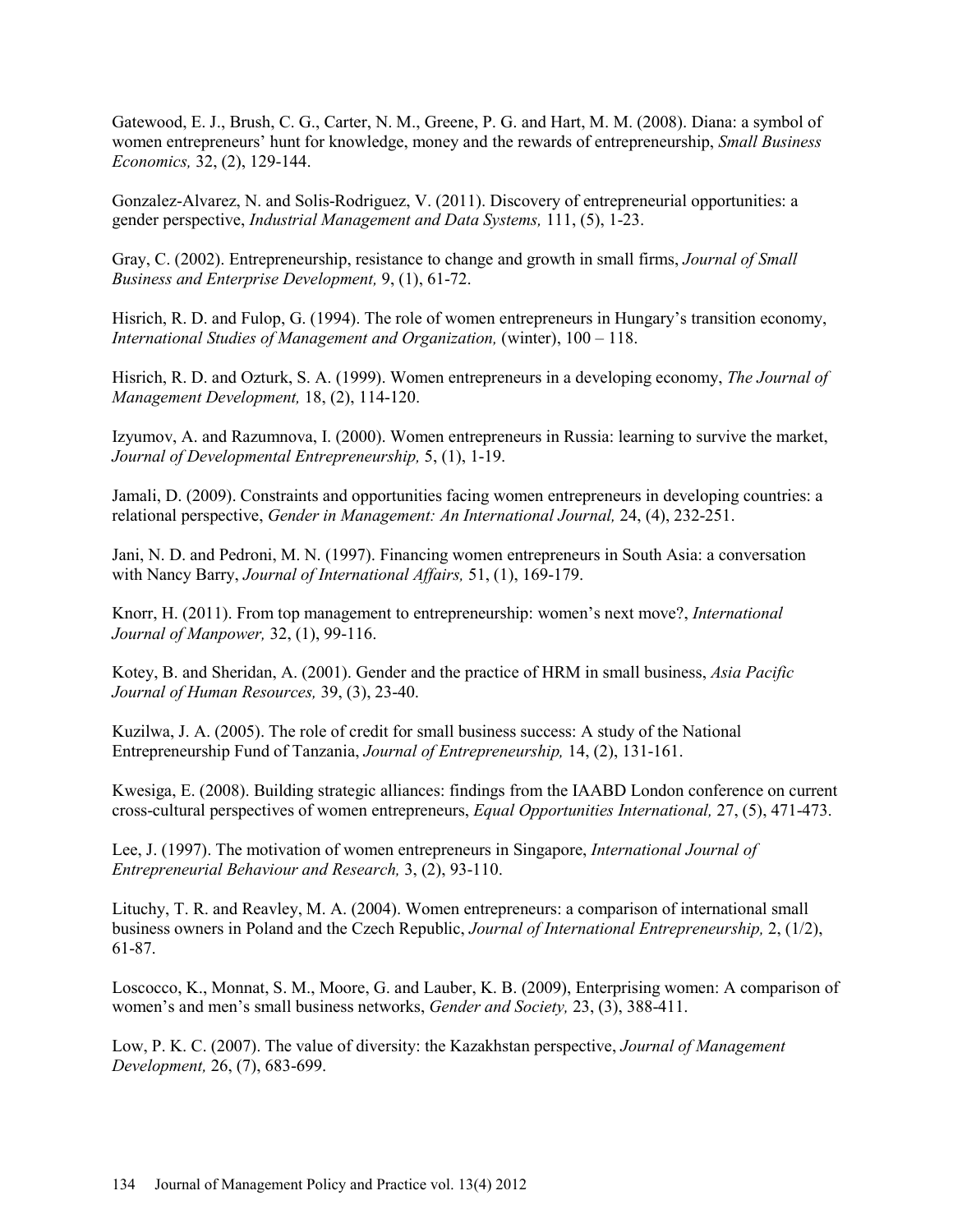Gatewood, E. J., Brush, C. G., Carter, N. M., Greene, P. G. and Hart, M. M. (2008). Diana: a symbol of women entrepreneurs' hunt for knowledge, money and the rewards of entrepreneurship, *Small Business Economics,* 32, (2), 129-144.

Gonzalez-Alvarez, N. and Solis-Rodriguez, V. (2011). Discovery of entrepreneurial opportunities: a gender perspective, *Industrial Management and Data Systems,* 111, (5), 1-23.

Gray, C. (2002). Entrepreneurship, resistance to change and growth in small firms, *Journal of Small Business and Enterprise Development,* 9, (1), 61-72.

Hisrich, R. D. and Fulop, G. (1994). The role of women entrepreneurs in Hungary's transition economy, *International Studies of Management and Organization,* (winter), 100 – 118.

Hisrich, R. D. and Ozturk, S. A. (1999). Women entrepreneurs in a developing economy, *The Journal of Management Development,* 18, (2), 114-120.

Izyumov, A. and Razumnova, I. (2000). Women entrepreneurs in Russia: learning to survive the market, *Journal of Developmental Entrepreneurship,* 5, (1), 1-19.

Jamali, D. (2009). Constraints and opportunities facing women entrepreneurs in developing countries: a relational perspective, *Gender in Management: An International Journal,* 24, (4), 232-251.

Jani, N. D. and Pedroni, M. N. (1997). Financing women entrepreneurs in South Asia: a conversation with Nancy Barry, *Journal of International Affairs,* 51, (1), 169-179.

Knorr, H. (2011). From top management to entrepreneurship: women's next move?, *International Journal of Manpower,* 32, (1), 99-116.

Kotey, B. and Sheridan, A. (2001). Gender and the practice of HRM in small business, *Asia Pacific Journal of Human Resources,* 39, (3), 23-40.

Kuzilwa, J. A. (2005). The role of credit for small business success: A study of the National Entrepreneurship Fund of Tanzania, *Journal of Entrepreneurship,* 14, (2), 131-161.

Kwesiga, E. (2008). Building strategic alliances: findings from the IAABD London conference on current cross-cultural perspectives of women entrepreneurs, *Equal Opportunities International,* 27, (5), 471-473.

Lee, J. (1997). The motivation of women entrepreneurs in Singapore, *International Journal of Entrepreneurial Behaviour and Research,* 3, (2), 93-110.

Lituchy, T. R. and Reavley, M. A. (2004). Women entrepreneurs: a comparison of international small business owners in Poland and the Czech Republic, *Journal of International Entrepreneurship,* 2, (1/2), 61-87.

Loscocco, K., Monnat, S. M., Moore, G. and Lauber, K. B. (2009), Enterprising women: A comparison of women's and men's small business networks, *Gender and Society,* 23, (3), 388-411.

Low, P. K. C. (2007). The value of diversity: the Kazakhstan perspective, *Journal of Management Development,* 26, (7), 683-699.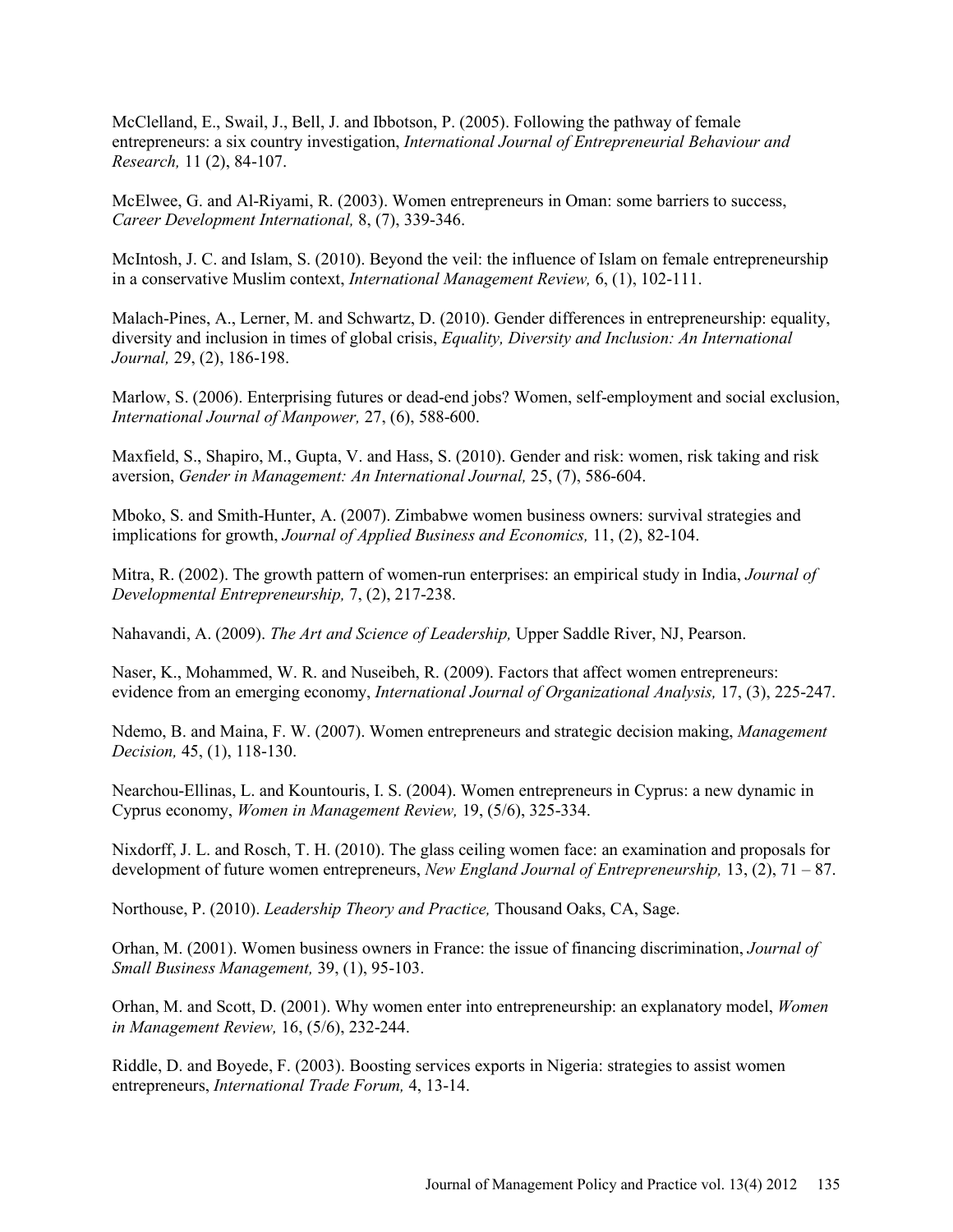McClelland, E., Swail, J., Bell, J. and Ibbotson, P. (2005). Following the pathway of female entrepreneurs: a six country investigation, *International Journal of Entrepreneurial Behaviour and Research,* 11 (2), 84-107.

McElwee, G. and Al-Riyami, R. (2003). Women entrepreneurs in Oman: some barriers to success, *Career Development International,* 8, (7), 339-346.

McIntosh, J. C. and Islam, S. (2010). Beyond the veil: the influence of Islam on female entrepreneurship in a conservative Muslim context, *International Management Review,* 6, (1), 102-111.

Malach-Pines, A., Lerner, M. and Schwartz, D. (2010). Gender differences in entrepreneurship: equality, diversity and inclusion in times of global crisis, *Equality, Diversity and Inclusion: An International Journal,* 29, (2), 186-198.

Marlow, S. (2006). Enterprising futures or dead-end jobs? Women, self-employment and social exclusion, *International Journal of Manpower,* 27, (6), 588-600.

Maxfield, S., Shapiro, M., Gupta, V. and Hass, S. (2010). Gender and risk: women, risk taking and risk aversion, *Gender in Management: An International Journal,* 25, (7), 586-604.

Mboko, S. and Smith-Hunter, A. (2007). Zimbabwe women business owners: survival strategies and implications for growth, *Journal of Applied Business and Economics,* 11, (2), 82-104.

Mitra, R. (2002). The growth pattern of women-run enterprises: an empirical study in India, *Journal of Developmental Entrepreneurship,* 7, (2), 217-238.

Nahavandi, A. (2009). *The Art and Science of Leadership,* Upper Saddle River, NJ, Pearson.

Naser, K., Mohammed, W. R. and Nuseibeh, R. (2009). Factors that affect women entrepreneurs: evidence from an emerging economy, *International Journal of Organizational Analysis,* 17, (3), 225-247.

Ndemo, B. and Maina, F. W. (2007). Women entrepreneurs and strategic decision making, *Management Decision,* 45, (1), 118-130.

Nearchou-Ellinas, L. and Kountouris, I. S. (2004). Women entrepreneurs in Cyprus: a new dynamic in Cyprus economy, *Women in Management Review,* 19, (5/6), 325-334.

Nixdorff, J. L. and Rosch, T. H. (2010). The glass ceiling women face: an examination and proposals for development of future women entrepreneurs, *New England Journal of Entrepreneurship,* 13, (2), 71 – 87.

Northouse, P. (2010). *Leadership Theory and Practice,* Thousand Oaks, CA, Sage.

Orhan, M. (2001). Women business owners in France: the issue of financing discrimination, *Journal of Small Business Management,* 39, (1), 95-103.

Orhan, M. and Scott, D. (2001). Why women enter into entrepreneurship: an explanatory model, *Women in Management Review,* 16, (5/6), 232-244.

Riddle, D. and Boyede, F. (2003). Boosting services exports in Nigeria: strategies to assist women entrepreneurs, *International Trade Forum,* 4, 13-14.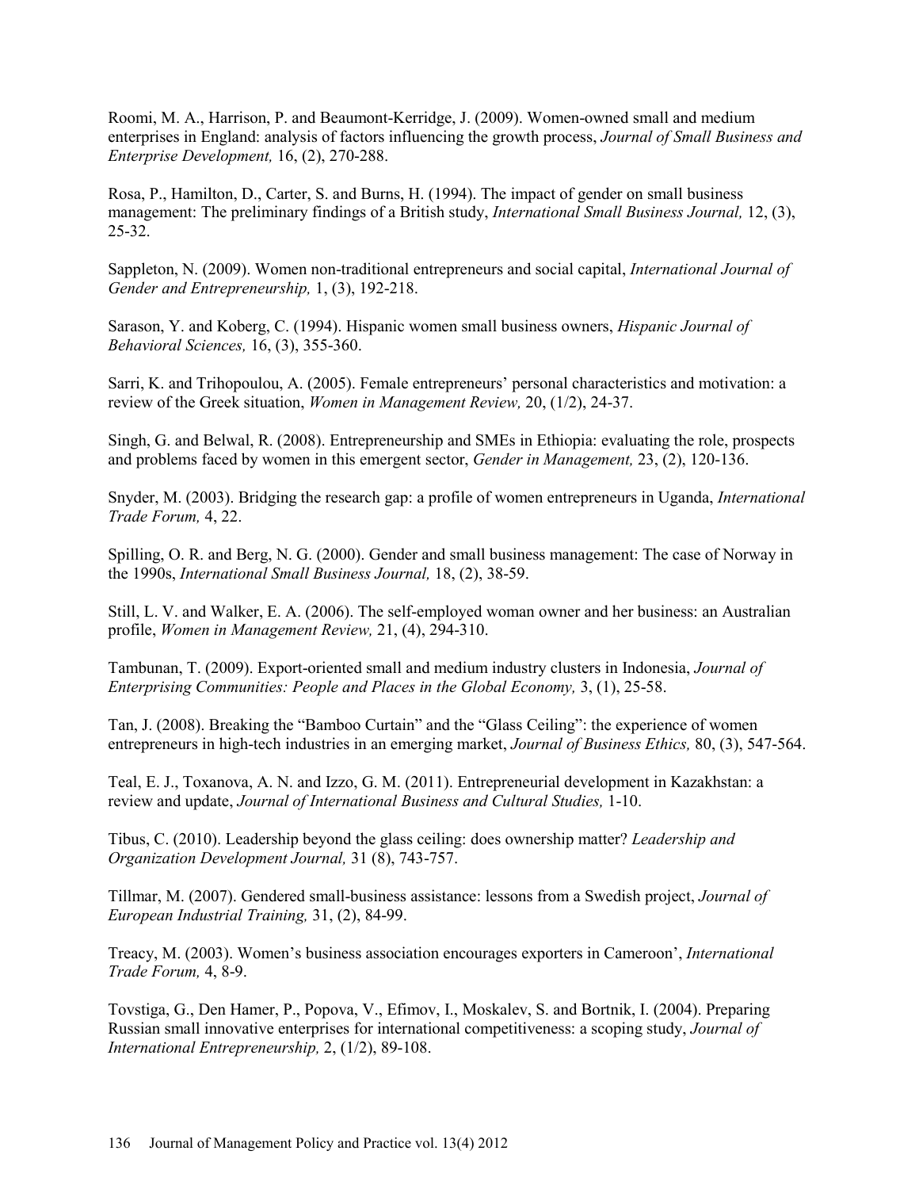Roomi, M. A., Harrison, P. and Beaumont-Kerridge, J. (2009). Women-owned small and medium enterprises in England: analysis of factors influencing the growth process, *Journal of Small Business and Enterprise Development,* 16, (2), 270-288.

Rosa, P., Hamilton, D., Carter, S. and Burns, H. (1994). The impact of gender on small business management: The preliminary findings of a British study, *International Small Business Journal,* 12, (3), 25-32.

Sappleton, N. (2009). Women non-traditional entrepreneurs and social capital, *International Journal of Gender and Entrepreneurship,* 1, (3), 192-218.

Sarason, Y. and Koberg, C. (1994). Hispanic women small business owners, *Hispanic Journal of Behavioral Sciences,* 16, (3), 355-360.

Sarri, K. and Trihopoulou, A. (2005). Female entrepreneurs' personal characteristics and motivation: a review of the Greek situation, *Women in Management Review,* 20, (1/2), 24-37.

Singh, G. and Belwal, R. (2008). Entrepreneurship and SMEs in Ethiopia: evaluating the role, prospects and problems faced by women in this emergent sector, *Gender in Management,* 23, (2), 120-136.

Snyder, M. (2003). Bridging the research gap: a profile of women entrepreneurs in Uganda, *International Trade Forum,* 4, 22.

Spilling, O. R. and Berg, N. G. (2000). Gender and small business management: The case of Norway in the 1990s, *International Small Business Journal,* 18, (2), 38-59.

Still, L. V. and Walker, E. A. (2006). The self-employed woman owner and her business: an Australian profile, *Women in Management Review,* 21, (4), 294-310.

Tambunan, T. (2009). Export-oriented small and medium industry clusters in Indonesia, *Journal of Enterprising Communities: People and Places in the Global Economy,* 3, (1), 25-58.

Tan, J. (2008). Breaking the "Bamboo Curtain" and the "Glass Ceiling": the experience of women entrepreneurs in high-tech industries in an emerging market, *Journal of Business Ethics,* 80, (3), 547-564.

Teal, E. J., Toxanova, A. N. and Izzo, G. M. (2011). Entrepreneurial development in Kazakhstan: a review and update, *Journal of International Business and Cultural Studies,* 1-10.

Tibus, C. (2010). Leadership beyond the glass ceiling: does ownership matter? *Leadership and Organization Development Journal,* 31 (8), 743-757.

Tillmar, M. (2007). Gendered small-business assistance: lessons from a Swedish project, *Journal of European Industrial Training,* 31, (2), 84-99.

Treacy, M. (2003). Women's business association encourages exporters in Cameroon', *International Trade Forum,* 4, 8-9.

Tovstiga, G., Den Hamer, P., Popova, V., Efimov, I., Moskalev, S. and Bortnik, I. (2004). Preparing Russian small innovative enterprises for international competitiveness: a scoping study, *Journal of International Entrepreneurship,* 2, (1/2), 89-108.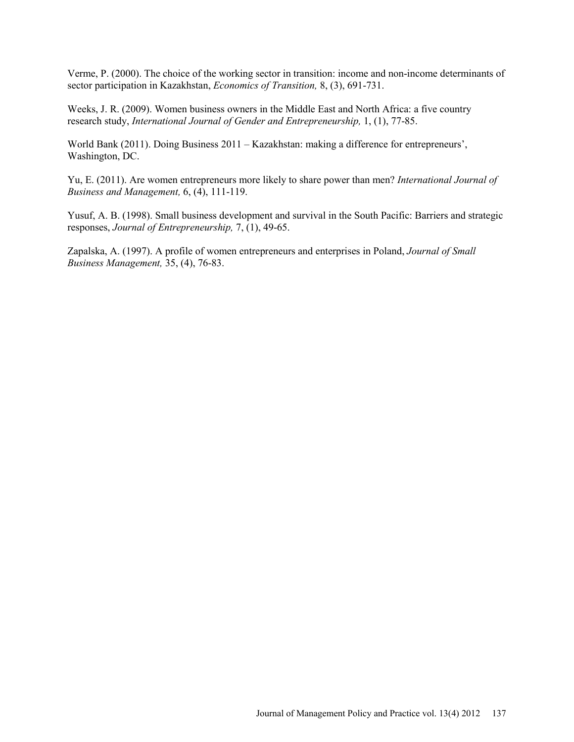Verme, P. (2000). The choice of the working sector in transition: income and non-income determinants of sector participation in Kazakhstan, *Economics of Transition,* 8, (3), 691-731.

Weeks, J. R. (2009). Women business owners in the Middle East and North Africa: a five country research study, *International Journal of Gender and Entrepreneurship,* 1, (1), 77-85.

World Bank (2011). Doing Business 2011 – Kazakhstan: making a difference for entrepreneurs', Washington, DC.

Yu, E. (2011). Are women entrepreneurs more likely to share power than men? *International Journal of Business and Management,* 6, (4), 111-119.

Yusuf, A. B. (1998). Small business development and survival in the South Pacific: Barriers and strategic responses, *Journal of Entrepreneurship,* 7, (1), 49-65.

Zapalska, A. (1997). A profile of women entrepreneurs and enterprises in Poland, *Journal of Small Business Management,* 35, (4), 76-83.